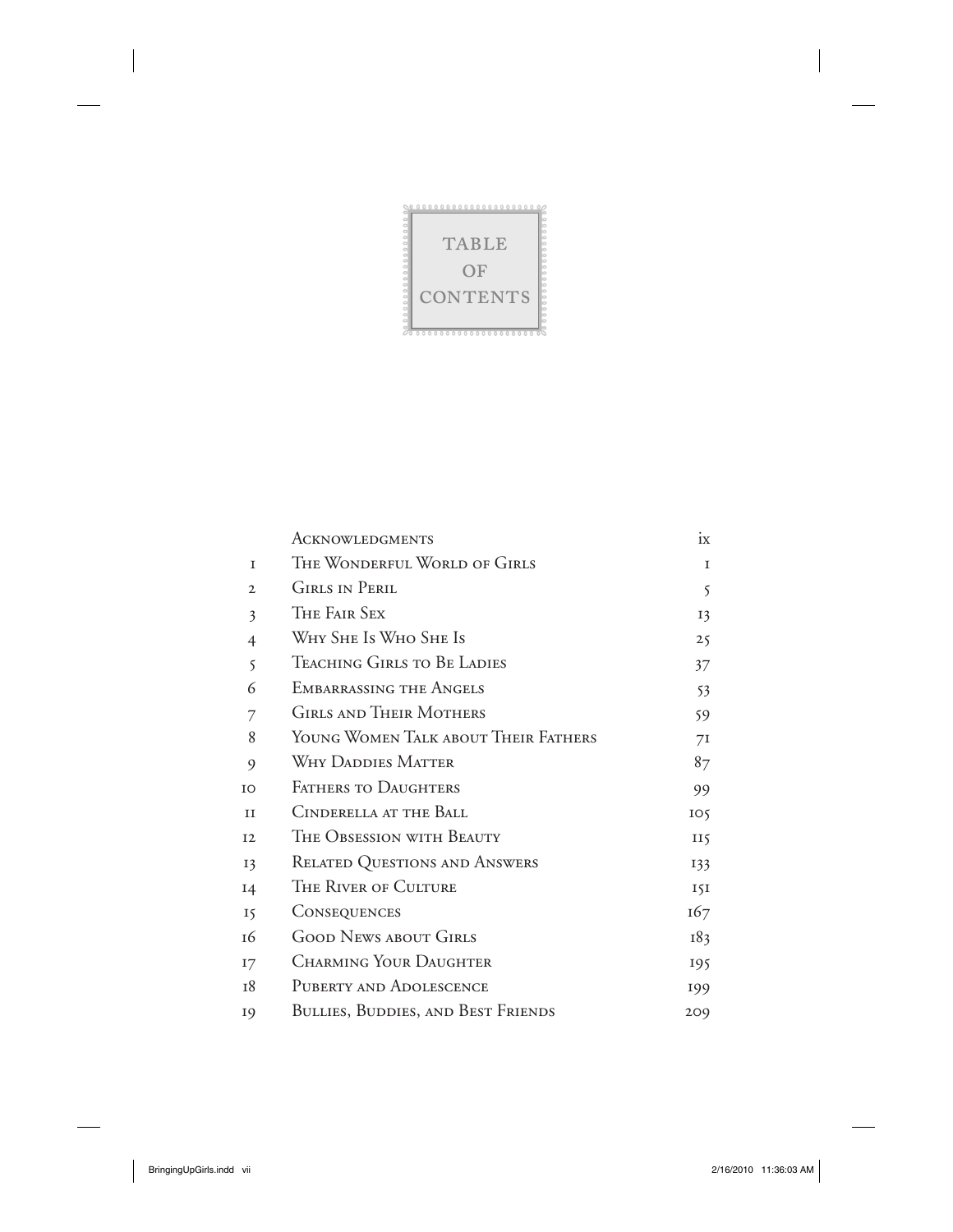# TABLE OF CONTENTS

| | | |
|---|---|---|
| | Acknowledgments | ix |
| 1 | The Wonderful World of Girls | 1 |
| 2 | Girls in Peril | 5 |
| 3 | The Fair Sex | 13 |
| 4 | Why She Is Who She Is | 25 |
| 5 | Teaching Girls to Be Ladies | 37 |
| 6 | Embarrassing the Angels | 53 |
| 7 | Girls and Their Mothers | 59 |
| 8 | Young Women Talk about Their Fathers | 71 |
| 9 | Why Daddies Matter | 87 |
| 10 | Fathers to Daughters | 99 |
| 11 | Cinderella at the Ball | 105 |
| 12 | The Obsession with Beauty | 115 |
| 13 | Related Questions and Answers | 133 |
| 14 | The River of Culture | 151 |
| 15 | Consequences | 167 |
| 16 | Good News about Girls | 183 |
| 17 | Charming Your Daughter | 195 |
| 18 | Puberty and Adolescence | 199 |
| 19 | Bullies, Buddies, and Best Friends | 209 |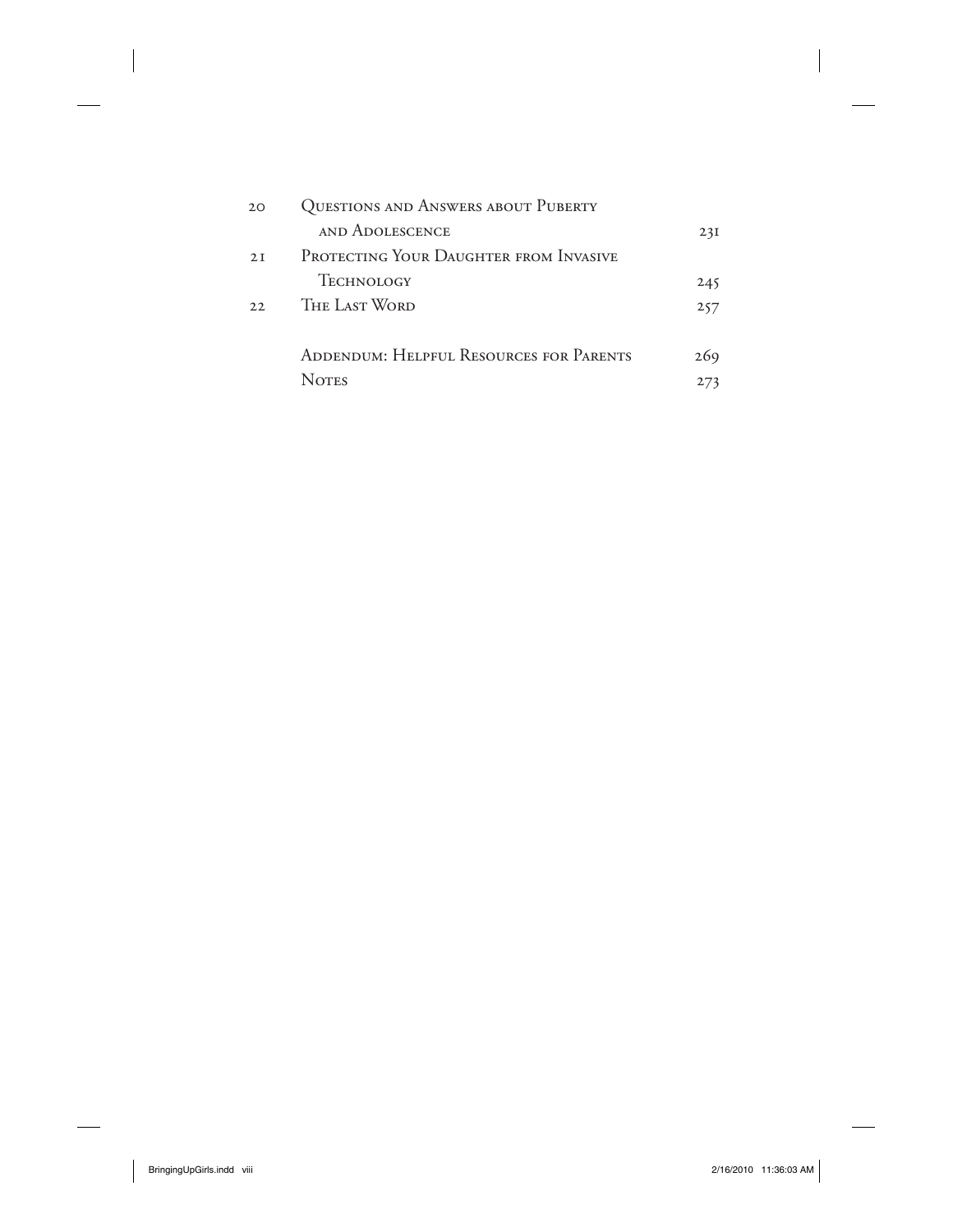| | | |
|---|---|---|
| 20 | Questions and Answers about Puberty and Adolescence | 231 |
| 21 | Protecting Your Daughter from Invasive Technology | 245 |
| 22 | The Last Word | 257 |
| | Addendum: Helpful Resources for Parents | 269 |
| | Notes | 273 |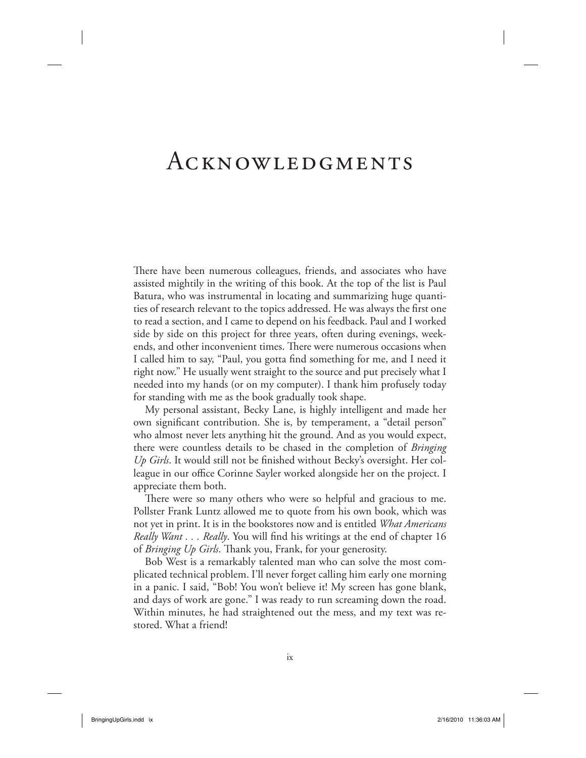# Acknowledgments

There have been numerous colleagues, friends, and associates who have assisted mightily in the writing of this book. At the top of the list is Paul Batura, who was instrumental in locating and summarizing huge quantities of research relevant to the topics addressed. He was always the first one to read a section, and I came to depend on his feedback. Paul and I worked side by side on this project for three years, often during evenings, weekends, and other inconvenient times. There were numerous occasions when I called him to say, "Paul, you gotta find something for me, and I need it right now." He usually went straight to the source and put precisely what I needed into my hands (or on my computer). I thank him profusely today for standing with me as the book gradually took shape.

My personal assistant, Becky Lane, is highly intelligent and made her own significant contribution. She is, by temperament, a "detail person" who almost never lets anything hit the ground. And as you would expect, there were countless details to be chased in the completion of *Bringing Up Girls*. It would still not be finished without Becky's oversight. Her colleague in our office Corinne Sayler worked alongside her on the project. I appreciate them both.

There were so many others who were so helpful and gracious to me. Pollster Frank Luntz allowed me to quote from his own book, which was not yet in print. It is in the bookstores now and is entitled *What Americans Really Want . . . Really*. You will find his writings at the end of chapter 16 of *Bringing Up Girls*. Thank you, Frank, for your generosity.

Bob West is a remarkably talented man who can solve the most complicated technical problem. I'll never forget calling him early one morning in a panic. I said, "Bob! You won't believe it! My screen has gone blank, and days of work are gone." I was ready to run screaming down the road. Within minutes, he had straightened out the mess, and my text was restored. What a friend!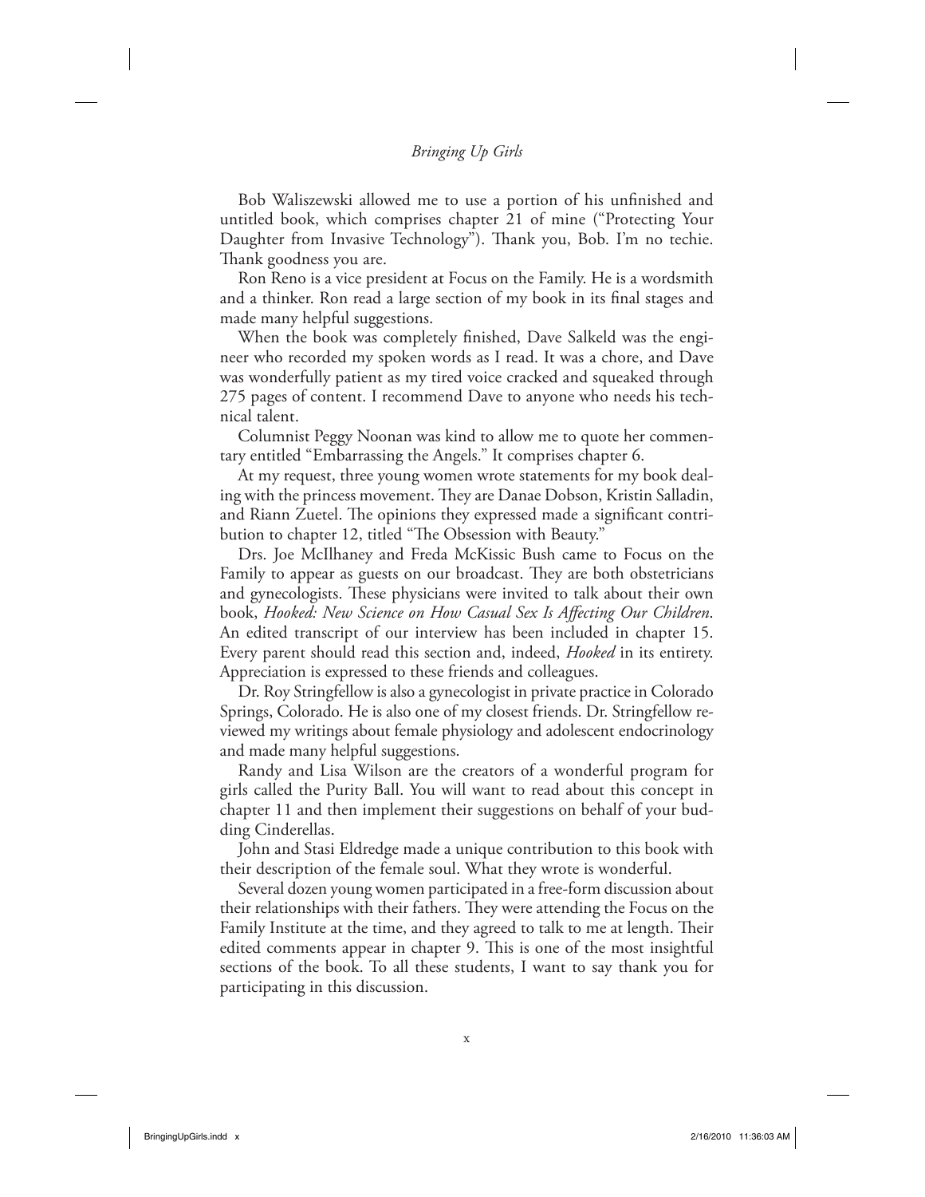Bob Waliszewski allowed me to use a portion of his unfinished and untitled book, which comprises chapter 21 of mine ("Protecting Your Daughter from Invasive Technology"). Thank you, Bob. I'm no techie. Thank goodness you are.

Ron Reno is a vice president at Focus on the Family. He is a wordsmith and a thinker. Ron read a large section of my book in its final stages and made many helpful suggestions.

When the book was completely finished, Dave Salkeld was the engineer who recorded my spoken words as I read. It was a chore, and Dave was wonderfully patient as my tired voice cracked and squeaked through 275 pages of content. I recommend Dave to anyone who needs his technical talent.

Columnist Peggy Noonan was kind to allow me to quote her commentary entitled "Embarrassing the Angels." It comprises chapter 6.

At my request, three young women wrote statements for my book dealing with the princess movement. They are Danae Dobson, Kristin Salladin, and Riann Zuetel. The opinions they expressed made a significant contribution to chapter 12, titled "The Obsession with Beauty."

Drs. Joe McIlhaney and Freda McKissic Bush came to Focus on the Family to appear as guests on our broadcast. They are both obstetricians and gynecologists. These physicians were invited to talk about their own book, *Hooked: New Science on How Casual Sex Is Affecting Our Children*. An edited transcript of our interview has been included in chapter 15. Every parent should read this section and, indeed, *Hooked* in its entirety. Appreciation is expressed to these friends and colleagues.

Dr. Roy Stringfellow is also a gynecologist in private practice in Colorado Springs, Colorado. He is also one of my closest friends. Dr. Stringfellow reviewed my writings about female physiology and adolescent endocrinology and made many helpful suggestions.

Randy and Lisa Wilson are the creators of a wonderful program for girls called the Purity Ball. You will want to read about this concept in chapter 11 and then implement their suggestions on behalf of your budding Cinderellas.

John and Stasi Eldredge made a unique contribution to this book with their description of the female soul. What they wrote is wonderful.

Several dozen young women participated in a free-form discussion about their relationships with their fathers. They were attending the Focus on the Family Institute at the time, and they agreed to talk to me at length. Their edited comments appear in chapter 9. This is one of the most insightful sections of the book. To all these students, I want to say thank you for participating in this discussion.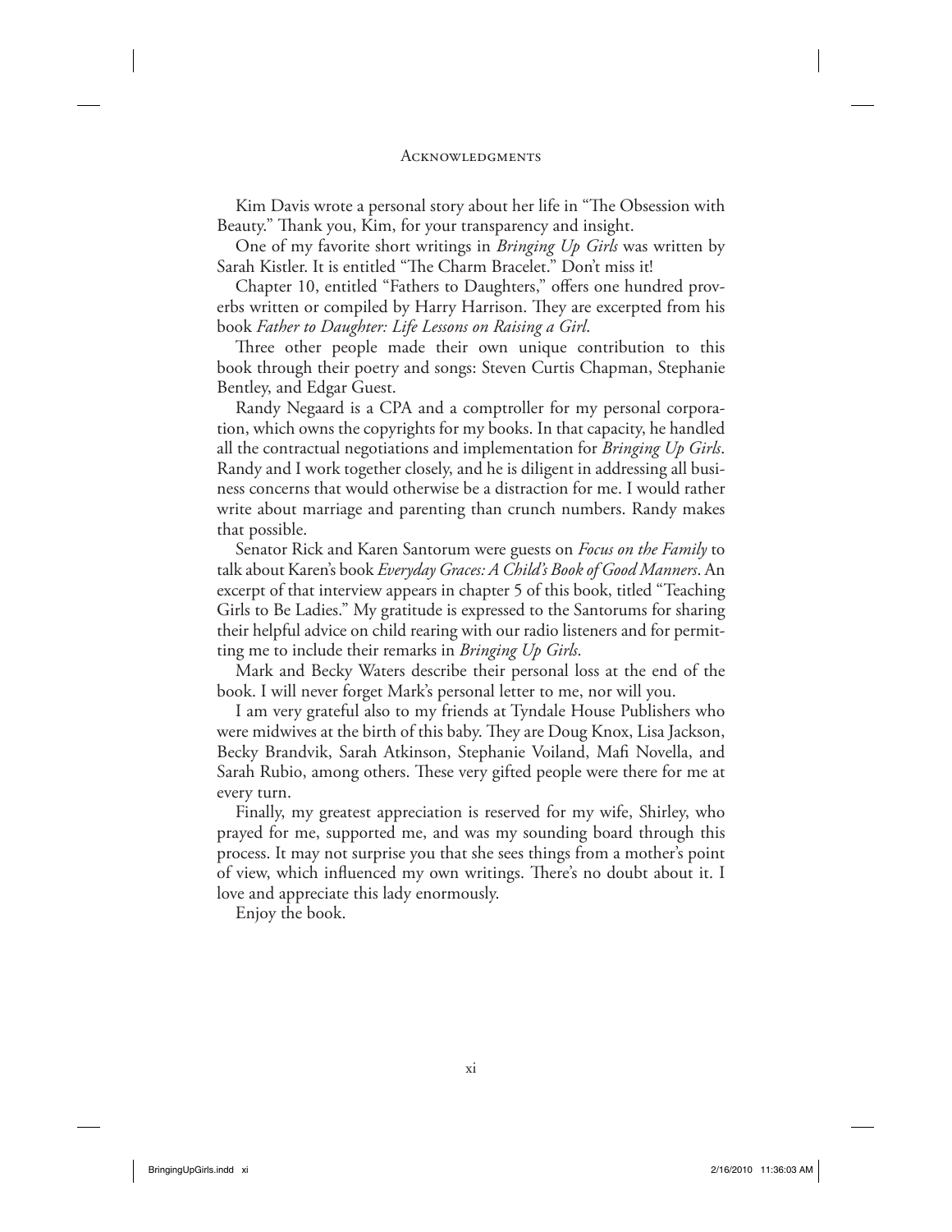Kim Davis wrote a personal story about her life in "The Obsession with Beauty." Thank you, Kim, for your transparency and insight.

One of my favorite short writings in *Bringing Up Girls* was written by Sarah Kistler. It is entitled "The Charm Bracelet." Don't miss it!

Chapter 10, entitled "Fathers to Daughters," offers one hundred proverbs written or compiled by Harry Harrison. They are excerpted from his book *Father to Daughter: Life Lessons on Raising a Girl*.

Three other people made their own unique contribution to this book through their poetry and songs: Steven Curtis Chapman, Stephanie Bentley, and Edgar Guest.

Randy Negaard is a CPA and a comptroller for my personal corporation, which owns the copyrights for my books. In that capacity, he handled all the contractual negotiations and implementation for *Bringing Up Girls*. Randy and I work together closely, and he is diligent in addressing all business concerns that would otherwise be a distraction for me. I would rather write about marriage and parenting than crunch numbers. Randy makes that possible.

Senator Rick and Karen Santorum were guests on *Focus on the Family* to talk about Karen's book *Everyday Graces: A Child's Book of Good Manners*. An excerpt of that interview appears in chapter 5 of this book, titled "Teaching Girls to Be Ladies." My gratitude is expressed to the Santorums for sharing their helpful advice on child rearing with our radio listeners and for permitting me to include their remarks in *Bringing Up Girls*.

Mark and Becky Waters describe their personal loss at the end of the book. I will never forget Mark's personal letter to me, nor will you.

I am very grateful also to my friends at Tyndale House Publishers who were midwives at the birth of this baby. They are Doug Knox, Lisa Jackson, Becky Brandvik, Sarah Atkinson, Stephanie Voiland, Mafi Novella, and Sarah Rubio, among others. These very gifted people were there for me at every turn.

Finally, my greatest appreciation is reserved for my wife, Shirley, who prayed for me, supported me, and was my sounding board through this process. It may not surprise you that she sees things from a mother's point of view, which influenced my own writings. There's no doubt about it. I love and appreciate this lady enormously.

Enjoy the book.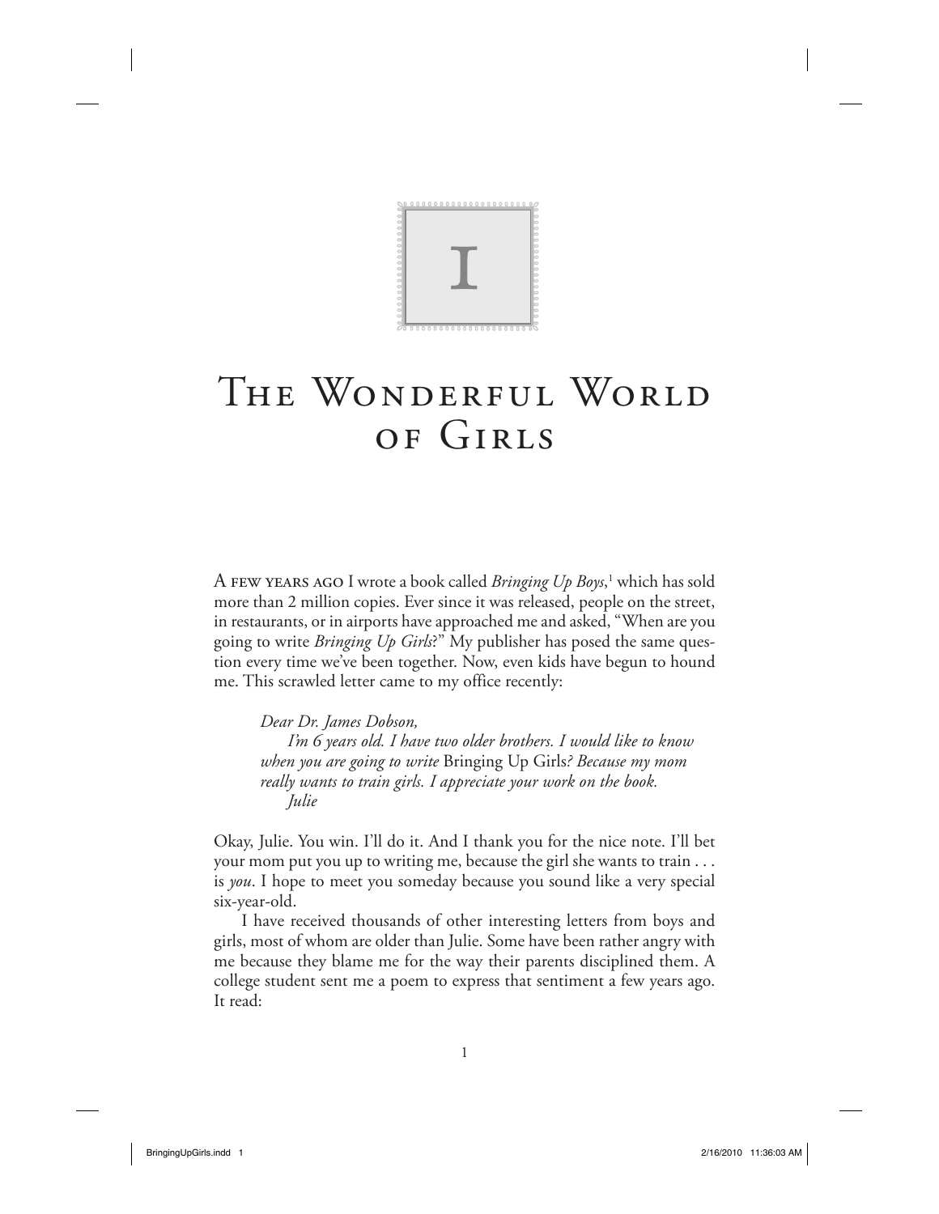# 1

# The Wonderful World of Girls

A few years ago I wrote a book called *Bringing Up Boys*,[1] which has sold more than 2 million copies. Ever since it was released, people on the street, in restaurants, or in airports have approached me and asked, "When are you going to write *Bringing Up Girls*?" My publisher has posed the same question every time we've been together. Now, even kids have begun to hound me. This scrawled letter came to my office recently:

> *Dear Dr. James Dobson,*
>
> *I'm 6 years old. I have two older brothers. I would like to know when you are going to write* Bringing Up Girls*? Because my mom really wants to train girls. I appreciate your work on the book.*
>
> *Julie*

Okay, Julie. You win. I'll do it. And I thank you for the nice note. I'll bet your mom put you up to writing me, because the girl she wants to train . . . is *you*. I hope to meet you someday because you sound like a very special six-year-old.

I have received thousands of other interesting letters from boys and girls, most of whom are older than Julie. Some have been rather angry with me because they blame me for the way their parents disciplined them. A college student sent me a poem to express that sentiment a few years ago. It read: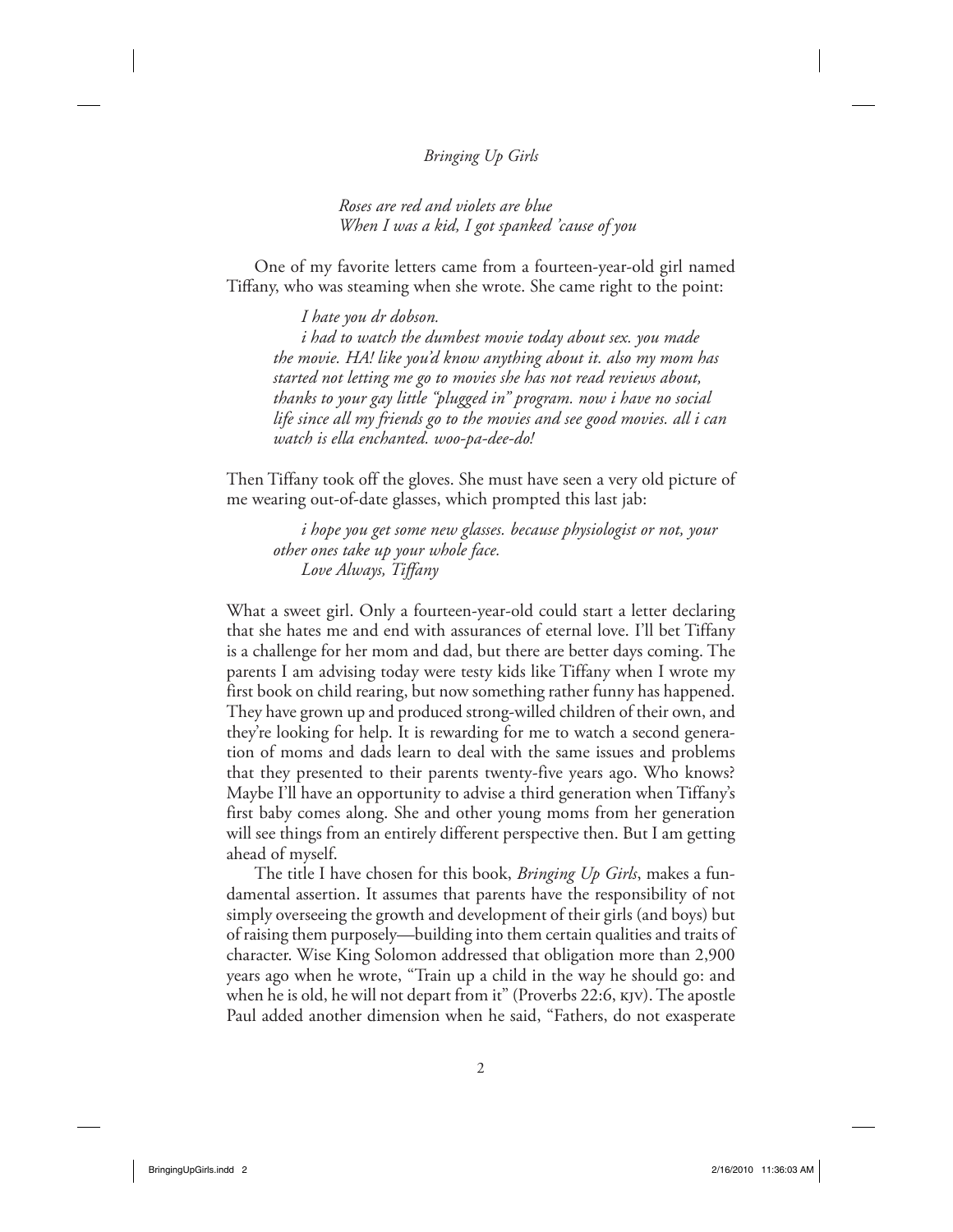*Roses are red and violets are blue*
*When I was a kid, I got spanked 'cause of you*

One of my favorite letters came from a fourteen-year-old girl named Tiffany, who was steaming when she wrote. She came right to the point:

> *I hate you dr dobson.*
>
> *i had to watch the dumbest movie today about sex. you made the movie. HA! like you'd know anything about it. also my mom has started not letting me go to movies she has not read reviews about, thanks to your gay little "plugged in" program. now i have no social life since all my friends go to the movies and see good movies. all i can watch is ella enchanted. woo-pa-dee-do!*

Then Tiffany took off the gloves. She must have seen a very old picture of me wearing out-of-date glasses, which prompted this last jab:

> *i hope you get some new glasses. because physiologist or not, your other ones take up your whole face.*
>
> *Love Always, Tiffany*

What a sweet girl. Only a fourteen-year-old could start a letter declaring that she hates me and end with assurances of eternal love. I'll bet Tiffany is a challenge for her mom and dad, but there are better days coming. The parents I am advising today were testy kids like Tiffany when I wrote my first book on child rearing, but now something rather funny has happened. They have grown up and produced strong-willed children of their own, and they're looking for help. It is rewarding for me to watch a second generation of moms and dads learn to deal with the same issues and problems that they presented to their parents twenty-five years ago. Who knows? Maybe I'll have an opportunity to advise a third generation when Tiffany's first baby comes along. She and other young moms from her generation will see things from an entirely different perspective then. But I am getting ahead of myself.

The title I have chosen for this book, *Bringing Up Girls*, makes a fundamental assertion. It assumes that parents have the responsibility of not simply overseeing the growth and development of their girls (and boys) but of raising them purposely—building into them certain qualities and traits of character. Wise King Solomon addressed that obligation more than 2,900 years ago when he wrote, "Train up a child in the way he should go: and when he is old, he will not depart from it" (Proverbs 22:6, KJV). The apostle Paul added another dimension when he said, "Fathers, do not exasperate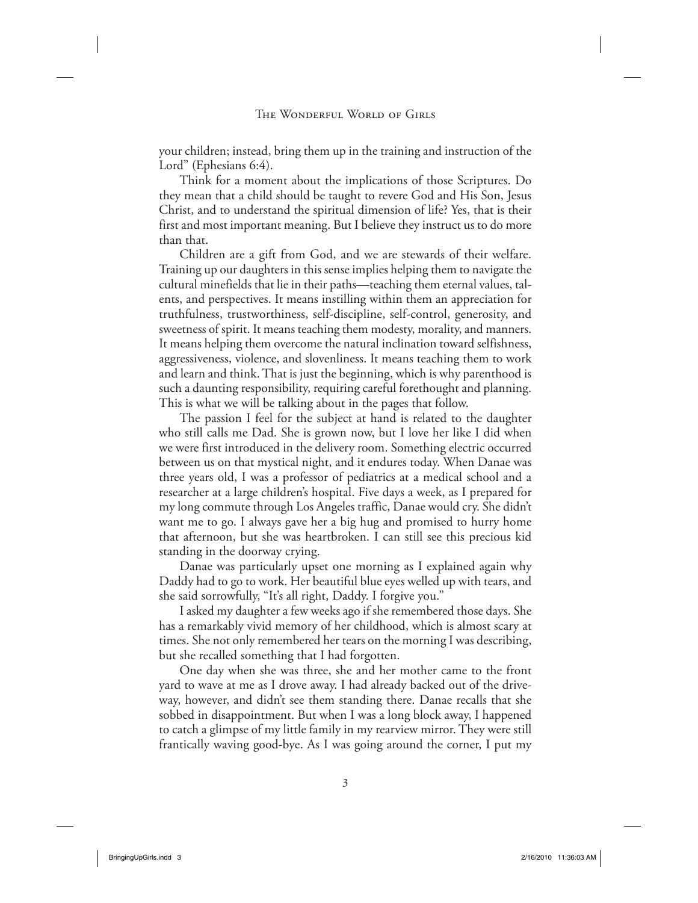your children; instead, bring them up in the training and instruction of the Lord" (Ephesians 6:4).

Think for a moment about the implications of those Scriptures. Do they mean that a child should be taught to revere God and His Son, Jesus Christ, and to understand the spiritual dimension of life? Yes, that is their first and most important meaning. But I believe they instruct us to do more than that.

Children are a gift from God, and we are stewards of their welfare. Training up our daughters in this sense implies helping them to navigate the cultural minefields that lie in their paths—teaching them eternal values, talents, and perspectives. It means instilling within them an appreciation for truthfulness, trustworthiness, self-discipline, self-control, generosity, and sweetness of spirit. It means teaching them modesty, morality, and manners. It means helping them overcome the natural inclination toward selfishness, aggressiveness, violence, and slovenliness. It means teaching them to work and learn and think. That is just the beginning, which is why parenthood is such a daunting responsibility, requiring careful forethought and planning. This is what we will be talking about in the pages that follow.

The passion I feel for the subject at hand is related to the daughter who still calls me Dad. She is grown now, but I love her like I did when we were first introduced in the delivery room. Something electric occurred between us on that mystical night, and it endures today. When Danae was three years old, I was a professor of pediatrics at a medical school and a researcher at a large children's hospital. Five days a week, as I prepared for my long commute through Los Angeles traffic, Danae would cry. She didn't want me to go. I always gave her a big hug and promised to hurry home that afternoon, but she was heartbroken. I can still see this precious kid standing in the doorway crying.

Danae was particularly upset one morning as I explained again why Daddy had to go to work. Her beautiful blue eyes welled up with tears, and she said sorrowfully, "It's all right, Daddy. I forgive you."

I asked my daughter a few weeks ago if she remembered those days. She has a remarkably vivid memory of her childhood, which is almost scary at times. She not only remembered her tears on the morning I was describing, but she recalled something that I had forgotten.

One day when she was three, she and her mother came to the front yard to wave at me as I drove away. I had already backed out of the driveway, however, and didn't see them standing there. Danae recalls that she sobbed in disappointment. But when I was a long block away, I happened to catch a glimpse of my little family in my rearview mirror. They were still frantically waving good-bye. As I was going around the corner, I put my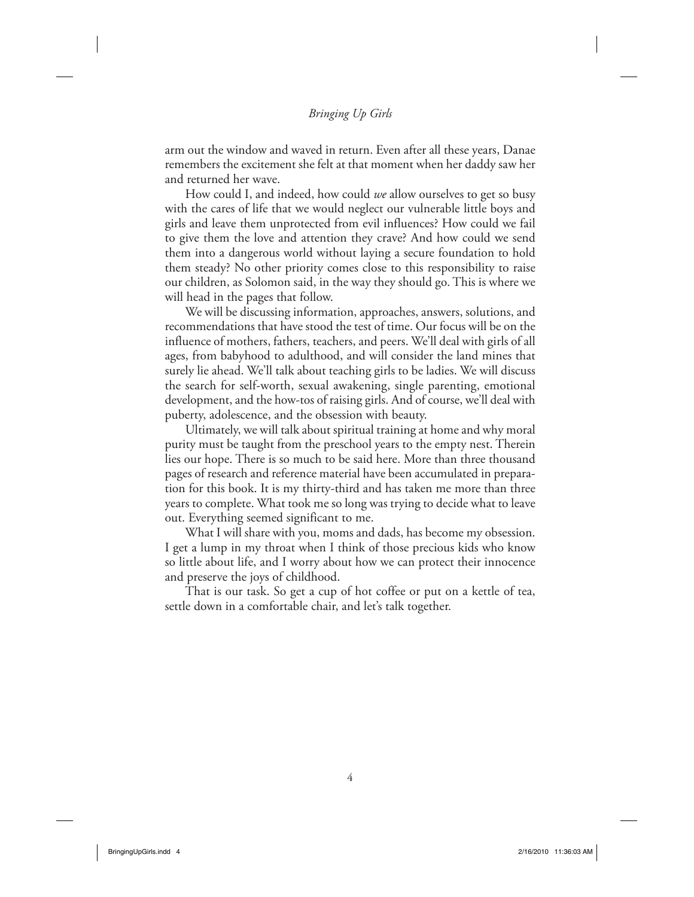arm out the window and waved in return. Even after all these years, Danae remembers the excitement she felt at that moment when her daddy saw her and returned her wave.

How could I, and indeed, how could *we* allow ourselves to get so busy with the cares of life that we would neglect our vulnerable little boys and girls and leave them unprotected from evil influences? How could we fail to give them the love and attention they crave? And how could we send them into a dangerous world without laying a secure foundation to hold them steady? No other priority comes close to this responsibility to raise our children, as Solomon said, in the way they should go. This is where we will head in the pages that follow.

We will be discussing information, approaches, answers, solutions, and recommendations that have stood the test of time. Our focus will be on the influence of mothers, fathers, teachers, and peers. We'll deal with girls of all ages, from babyhood to adulthood, and will consider the land mines that surely lie ahead. We'll talk about teaching girls to be ladies. We will discuss the search for self-worth, sexual awakening, single parenting, emotional development, and the how-tos of raising girls. And of course, we'll deal with puberty, adolescence, and the obsession with beauty.

Ultimately, we will talk about spiritual training at home and why moral purity must be taught from the preschool years to the empty nest. Therein lies our hope. There is so much to be said here. More than three thousand pages of research and reference material have been accumulated in preparation for this book. It is my thirty-third and has taken me more than three years to complete. What took me so long was trying to decide what to leave out. Everything seemed significant to me.

What I will share with you, moms and dads, has become my obsession. I get a lump in my throat when I think of those precious kids who know so little about life, and I worry about how we can protect their innocence and preserve the joys of childhood.

That is our task. So get a cup of hot coffee or put on a kettle of tea, settle down in a comfortable chair, and let's talk together.